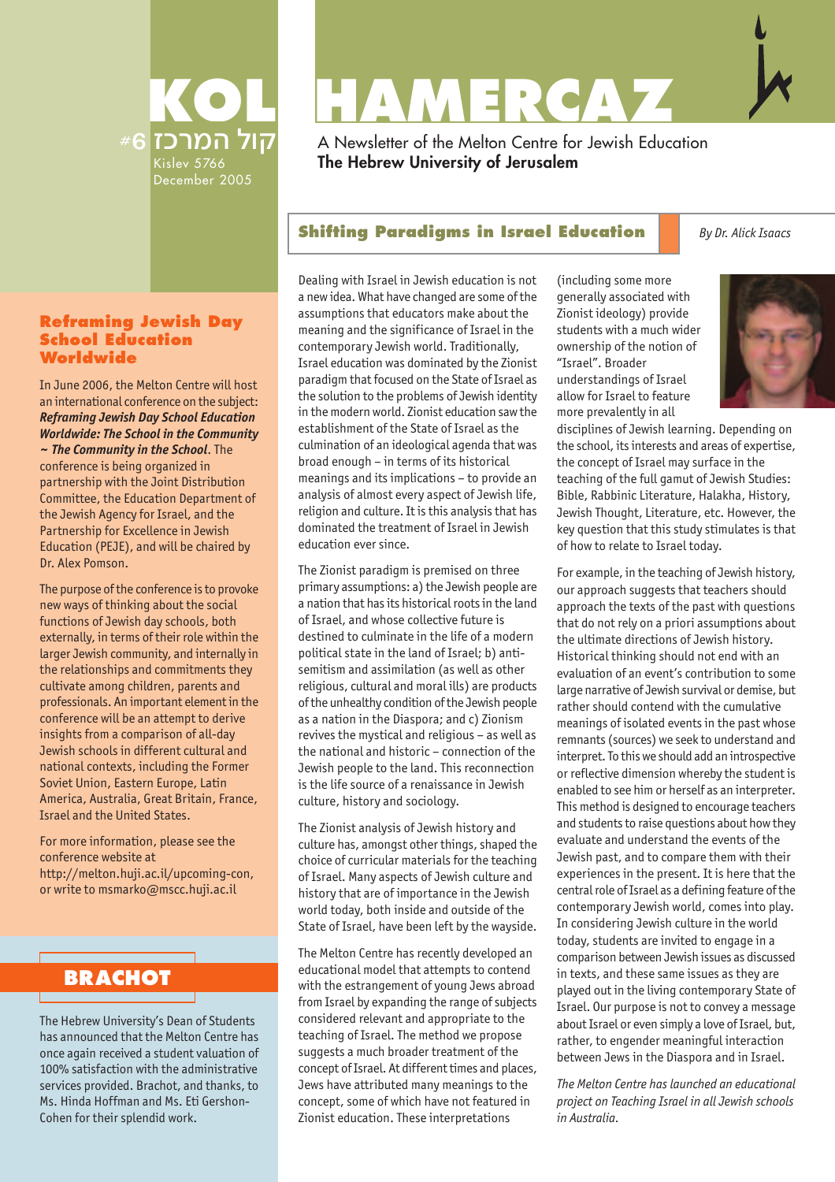# KOL HAMERCAZ

#6 קול המרכז

Kislev 5766
December 2005

A Newsletter of the Melton Centre for Jewish Education
**The Hebrew University of Jerusalem**

## Reframing Jewish Day School Education Worldwide

In June 2006, the Melton Centre will host an international conference on the subject: ***Reframing Jewish Day School Education Worldwide: The School in the Community ~ The Community in the School***. The conference is being organized in partnership with the Joint Distribution Committee, the Education Department of the Jewish Agency for Israel, and the Partnership for Excellence in Jewish Education (PEJE), and will be chaired by Dr. Alex Pomson.

The purpose of the conference is to provoke new ways of thinking about the social functions of Jewish day schools, both externally, in terms of their role within the larger Jewish community, and internally in the relationships and commitments they cultivate among children, parents and professionals. An important element in the conference will be an attempt to derive insights from a comparison of all-day Jewish schools in different cultural and national contexts, including the Former Soviet Union, Eastern Europe, Latin America, Australia, Great Britain, France, Israel and the United States.

For more information, please see the conference website at http://melton.huji.ac.il/upcoming-con, or write to msmarko@mscc.huji.ac.il

## BRACHOT

The Hebrew University's Dean of Students has announced that the Melton Centre has once again received a student valuation of 100% satisfaction with the administrative services provided. Brachot, and thanks, to Ms. Hinda Hoffman and Ms. Eti Gershon-Cohen for their splendid work.

## Shifting Paradigms in Israel Education

*By Dr. Alick Isaacs*

Dealing with Israel in Jewish education is not a new idea. What have changed are some of the assumptions that educators make about the meaning and the significance of Israel in the contemporary Jewish world. Traditionally, Israel education was dominated by the Zionist paradigm that focused on the State of Israel as the solution to the problems of Jewish identity in the modern world. Zionist education saw the establishment of the State of Israel as the culmination of an ideological agenda that was broad enough – in terms of its historical meanings and its implications – to provide an analysis of almost every aspect of Jewish life, religion and culture. It is this analysis that has dominated the treatment of Israel in Jewish education ever since.

The Zionist paradigm is premised on three primary assumptions: a) the Jewish people are a nation that has its historical roots in the land of Israel, and whose collective future is destined to culminate in the life of a modern political state in the land of Israel; b) anti-semitism and assimilation (as well as other religious, cultural and moral ills) are products of the unhealthy condition of the Jewish people as a nation in the Diaspora; and c) Zionism revives the mystical and religious – as well as the national and historic – connection of the Jewish people to the land. This reconnection is the life source of a renaissance in Jewish culture, history and sociology.

The Zionist analysis of Jewish history and culture has, amongst other things, shaped the choice of curricular materials for the teaching of Israel. Many aspects of Jewish culture and history that are of importance in the Jewish world today, both inside and outside of the State of Israel, have been left by the wayside.

The Melton Centre has recently developed an educational model that attempts to contend with the estrangement of young Jews abroad from Israel by expanding the range of subjects considered relevant and appropriate to the teaching of Israel. The method we propose suggests a much broader treatment of the concept of Israel. At different times and places, Jews have attributed many meanings to the concept, some of which have not featured in Zionist education. These interpretations (including some more generally associated with Zionist ideology) provide students with a much wider ownership of the notion of "Israel". Broader understandings of Israel allow for Israel to feature more prevalently in all disciplines of Jewish learning. Depending on the school, its interests and areas of expertise, the concept of Israel may surface in the teaching of the full gamut of Jewish Studies: Bible, Rabbinic Literature, Halakha, History, Jewish Thought, Literature, etc. However, the key question that this study simulates is that of how to relate to Israel today.

For example, in the teaching of Jewish history, our approach suggests that teachers should approach the texts of the past with questions that do not rely on a priori assumptions about the ultimate directions of Jewish history. Historical thinking should not end with an evaluation of an event's contribution to some large narrative of Jewish survival or demise, but rather should contend with the cumulative meanings of isolated events in the past whose remnants (sources) we seek to understand and interpret. To this we should add an introspective or reflective dimension whereby the student is enabled to see him or herself as an interpreter. This method is designed to encourage teachers and students to raise questions about how they evaluate and understand the events of the Jewish past, and to compare them with their experiences in the present. It is here that the central role of Israel as a defining feature of the contemporary Jewish world, comes into play. In considering Jewish culture in the world today, students are invited to engage in a comparison between Jewish issues as discussed in texts, and these same issues as they are played out in the living contemporary State of Israel. Our purpose is not to convey a message about Israel or even simply a love of Israel, but, rather, to engender meaningful interaction between Jews in the Diaspora and in Israel.

*The Melton Centre has launched an educational project on Teaching Israel in all Jewish schools in Australia.*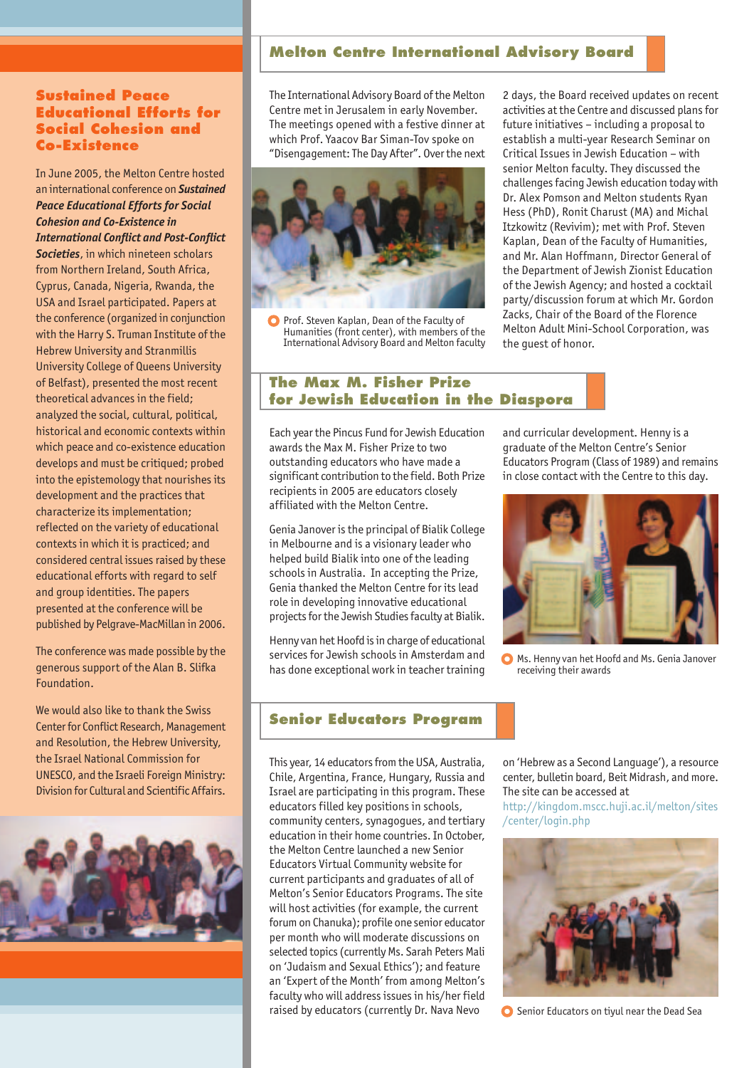## Sustained Peace Educational Efforts for Social Cohesion and Co-Existence

In June 2005, the Melton Centre hosted an international conference on ***Sustained Peace Educational Efforts for Social Cohesion and Co-Existence in International Conflict and Post-Conflict Societies***, in which nineteen scholars from Northern Ireland, South Africa, Cyprus, Canada, Nigeria, Rwanda, the USA and Israel participated. Papers at the conference (organized in conjunction with the Harry S. Truman Institute of the Hebrew University and Stranmillis University College of Queens University of Belfast), presented the most recent theoretical advances in the field; analyzed the social, cultural, political, historical and economic contexts within which peace and co-existence education develops and must be critiqued; probed into the epistemology that nourishes its development and the practices that characterize its implementation; reflected on the variety of educational contexts in which it is practiced; and considered central issues raised by these educational efforts with regard to self and group identities. The papers presented at the conference will be published by Pelgrave-MacMillan in 2006.

The conference was made possible by the generous support of the Alan B. Slifka Foundation.

We would also like to thank the Swiss Center for Conflict Research, Management and Resolution, the Hebrew University, the Israel National Commission for UNESCO, and the Israeli Foreign Ministry: Division for Cultural and Scientific Affairs.

## Melton Centre International Advisory Board

The International Advisory Board of the Melton Centre met in Jerusalem in early November. The meetings opened with a festive dinner at which Prof. Yaacov Bar Siman-Tov spoke on "Disengagement: The Day After". Over the next 2 days, the Board received updates on recent activities at the Centre and discussed plans for future initiatives – including a proposal to establish a multi-year Research Seminar on Critical Issues in Jewish Education – with senior Melton faculty. They discussed the challenges facing Jewish education today with Dr. Alex Pomson and Melton students Ryan Hess (PhD), Ronit Charust (MA) and Michal Itzkowitz (Revivim); met with Prof. Steven Kaplan, Dean of the Faculty of Humanities, and Mr. Alan Hoffmann, Director General of the Department of Jewish Zionist Education of the Jewish Agency; and hosted a cocktail party/discussion forum at which Mr. Gordon Zacks, Chair of the Board of the Florence Melton Adult Mini-School Corporation, was the guest of honor.

Prof. Steven Kaplan, Dean of the Faculty of Humanities (front center), with members of the International Advisory Board and Melton faculty

## The Max M. Fisher Prize for Jewish Education in the Diaspora

Each year the Pincus Fund for Jewish Education awards the Max M. Fisher Prize to two outstanding educators who have made a significant contribution to the field. Both Prize recipients in 2005 are educators closely affiliated with the Melton Centre.

Genia Janover is the principal of Bialik College in Melbourne and is a visionary leader who helped build Bialik into one of the leading schools in Australia. In accepting the Prize, Genia thanked the Melton Centre for its lead role in developing innovative educational projects for the Jewish Studies faculty at Bialik.

Henny van het Hoofd is in charge of educational services for Jewish schools in Amsterdam and has done exceptional work in teacher training and curricular development. Henny is a graduate of the Melton Centre's Senior Educators Program (Class of 1989) and remains in close contact with the Centre to this day.

Ms. Henny van het Hoofd and Ms. Genia Janover receiving their awards

## Senior Educators Program

This year, 14 educators from the USA, Australia, Chile, Argentina, France, Hungary, Russia and Israel are participating in this program. These educators filled key positions in schools, community centers, synagogues, and tertiary education in their home countries. In October, the Melton Centre launched a new Senior Educators Virtual Community website for current participants and graduates of all of Melton's Senior Educators Programs. The site will host activities (for example, the current forum on Chanuka); profile one senior educator per month who will moderate discussions on selected topics (currently Ms. Sarah Peters Mali on 'Judaism and Sexual Ethics'); and feature an 'Expert of the Month' from among Melton's faculty who will address issues in his/her field raised by educators (currently Dr. Nava Nevo on 'Hebrew as a Second Language'), a resource center, bulletin board, Beit Midrash, and more. The site can be accessed at http://kingdom.mscc.huji.ac.il/melton/sites/center/login.php

Senior Educators on tiyul near the Dead Sea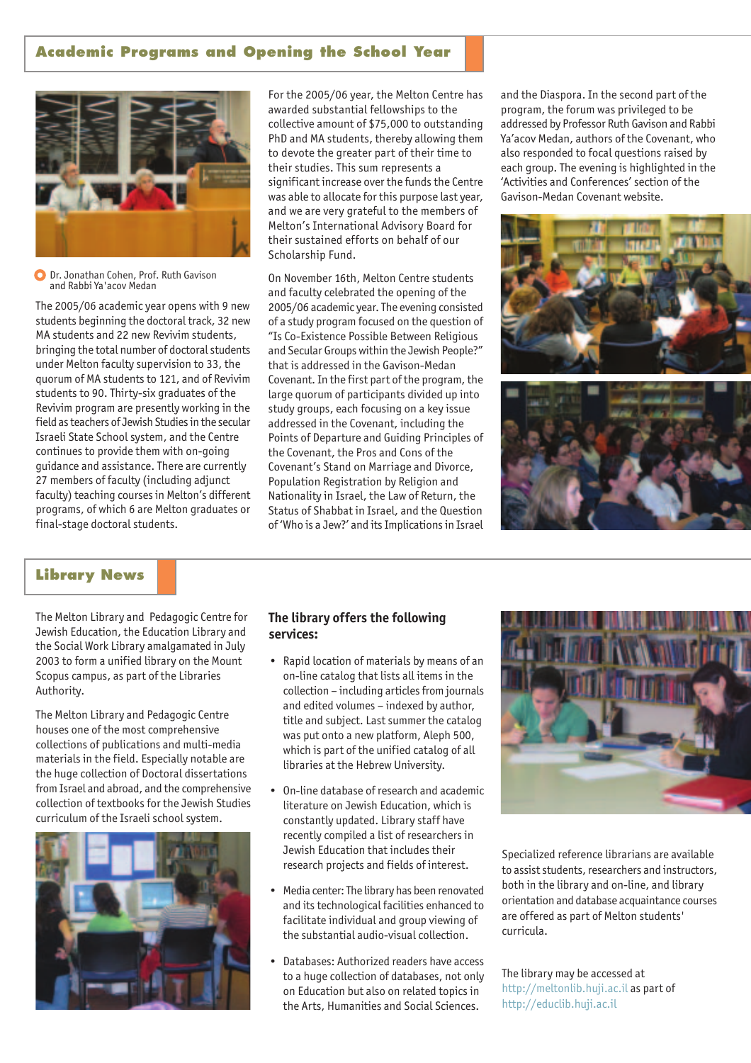## Academic Programs and Opening the School Year

Dr. Jonathan Cohen, Prof. Ruth Gavison and Rabbi Ya'acov Medan

The 2005/06 academic year opens with 9 new students beginning the doctoral track, 32 new MA students and 22 new Revivim students, bringing the total number of doctoral students under Melton faculty supervision to 33, the quorum of MA students to 121, and of Revivim students to 90. Thirty-six graduates of the Revivim program are presently working in the field as teachers of Jewish Studies in the secular Israeli State School system, and the Centre continues to provide them with on-going guidance and assistance. There are currently 27 members of faculty (including adjunct faculty) teaching courses in Melton's different programs, of which 6 are Melton graduates or final-stage doctoral students.

For the 2005/06 year, the Melton Centre has awarded substantial fellowships to the collective amount of $75,000 to outstanding PhD and MA students, thereby allowing them to devote the greater part of their time to their studies. This sum represents a significant increase over the funds the Centre was able to allocate for this purpose last year, and we are very grateful to the members of Melton's International Advisory Board for their sustained efforts on behalf of our Scholarship Fund.

On November 16th, Melton Centre students and faculty celebrated the opening of the 2005/06 academic year. The evening consisted of a study program focused on the question of "Is Co-Existence Possible Between Religious and Secular Groups within the Jewish People?" that is addressed in the Gavison-Medan Covenant. In the first part of the program, the large quorum of participants divided up into study groups, each focusing on a key issue addressed in the Covenant, including the Points of Departure and Guiding Principles of the Covenant, the Pros and Cons of the Covenant's Stand on Marriage and Divorce, Population Registration by Religion and Nationality in Israel, the Law of Return, the Status of Shabbat in Israel, and the Question of 'Who is a Jew?' and its Implications in Israel and the Diaspora. In the second part of the program, the forum was privileged to be addressed by Professor Ruth Gavison and Rabbi Ya'acov Medan, authors of the Covenant, who also responded to focal questions raised by each group. The evening is highlighted in the 'Activities and Conferences' section of the Gavison-Medan Covenant website.

## Library News

The Melton Library and Pedagogic Centre for Jewish Education, the Education Library and the Social Work Library amalgamated in July 2003 to form a unified library on the Mount Scopus campus, as part of the Libraries Authority.

The Melton Library and Pedagogic Centre houses one of the most comprehensive collections of publications and multi-media materials in the field. Especially notable are the huge collection of Doctoral dissertations from Israel and abroad, and the comprehensive collection of textbooks for the Jewish Studies curriculum of the Israeli school system.

### The library offers the following services:

- Rapid location of materials by means of an on-line catalog that lists all items in the collection – including articles from journals and edited volumes – indexed by author, title and subject. Last summer the catalog was put onto a new platform, Aleph 500, which is part of the unified catalog of all libraries at the Hebrew University.
- On-line database of research and academic literature on Jewish Education, which is constantly updated. Library staff have recently compiled a list of researchers in Jewish Education that includes their research projects and fields of interest.
- Media center: The library has been renovated and its technological facilities enhanced to facilitate individual and group viewing of the substantial audio-visual collection.
- Databases: Authorized readers have access to a huge collection of databases, not only on Education but also on related topics in the Arts, Humanities and Social Sciences.

Specialized reference librarians are available to assist students, researchers and instructors, both in the library and on-line, and library orientation and database acquaintance courses are offered as part of Melton students' curricula.

The library may be accessed at http://meltonlib.huji.ac.il as part of http://educlib.huji.ac.il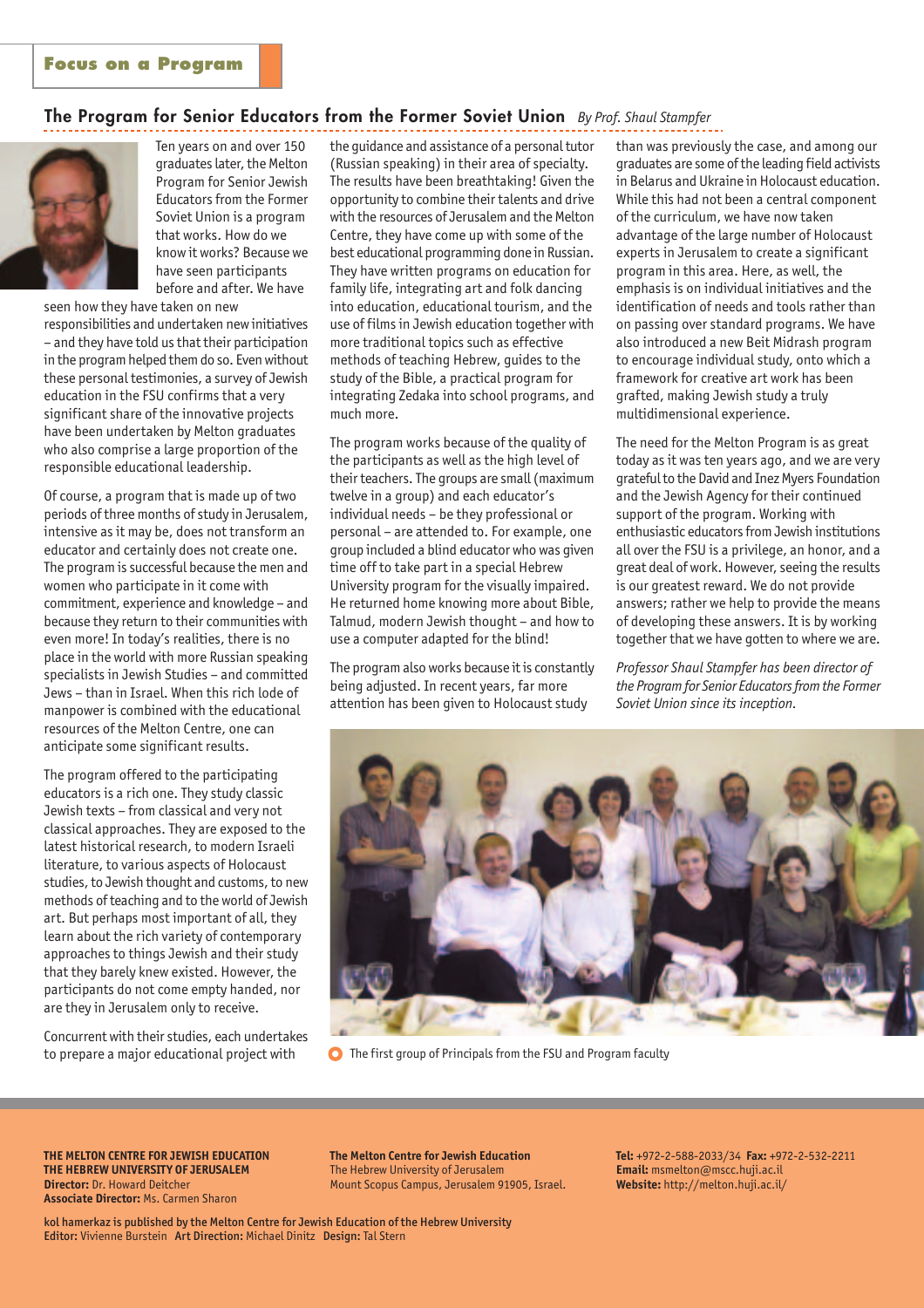**Focus on a Program**

## The Program for Senior Educators from the Former Soviet Union *By Prof. Shaul Stampfer*

Ten years on and over 150 graduates later, the Melton Program for Senior Jewish Educators from the Former Soviet Union is a program that works. How do we know it works? Because we have seen participants before and after. We have seen how they have taken on new responsibilities and undertaken new initiatives – and they have told us that their participation in the program helped them do so. Even without these personal testimonies, a survey of Jewish education in the FSU confirms that a very significant share of the innovative projects have been undertaken by Melton graduates who also comprise a large proportion of the responsible educational leadership.

Of course, a program that is made up of two periods of three months of study in Jerusalem, intensive as it may be, does not transform an educator and certainly does not create one. The program is successful because the men and women who participate in it come with commitment, experience and knowledge – and because they return to their communities with even more! In today's realities, there is no place in the world with more Russian speaking specialists in Jewish Studies – and committed Jews – than in Israel. When this rich lode of manpower is combined with the educational resources of the Melton Centre, one can anticipate some significant results.

The program offered to the participating educators is a rich one. They study classic Jewish texts – from classical and very not classical approaches. They are exposed to the latest historical research, to modern Israeli literature, to various aspects of Holocaust studies, to Jewish thought and customs, to new methods of teaching and to the world of Jewish art. But perhaps most important of all, they learn about the rich variety of contemporary approaches to things Jewish and their study that they barely knew existed. However, the participants do not come empty handed, nor are they in Jerusalem only to receive.

Concurrent with their studies, each undertakes to prepare a major educational project with the guidance and assistance of a personal tutor (Russian speaking) in their area of specialty. The results have been breathtaking! Given the opportunity to combine their talents and drive with the resources of Jerusalem and the Melton Centre, they have come up with some of the best educational programming done in Russian. They have written programs on education for family life, integrating art and folk dancing into education, educational tourism, and the use of films in Jewish education together with more traditional topics such as effective methods of teaching Hebrew, guides to the study of the Bible, a practical program for integrating Zedaka into school programs, and much more.

The program works because of the quality of the participants as well as the high level of their teachers. The groups are small (maximum twelve in a group) and each educator's individual needs – be they professional or personal – are attended to. For example, one group included a blind educator who was given time off to take part in a special Hebrew University program for the visually impaired. He returned home knowing more about Bible, Talmud, modern Jewish thought – and how to use a computer adapted for the blind!

The program also works because it is constantly being adjusted. In recent years, far more attention has been given to Holocaust study than was previously the case, and among our graduates are some of the leading field activists in Belarus and Ukraine in Holocaust education. While this had not been a central component of the curriculum, we have now taken advantage of the large number of Holocaust experts in Jerusalem to create a significant program in this area. Here, as well, the emphasis is on individual initiatives and the identification of needs and tools rather than on passing over standard programs. We have also introduced a new Beit Midrash program to encourage individual study, onto which a framework for creative art work has been grafted, making Jewish study a truly multidimensional experience.

The need for the Melton Program is as great today as it was ten years ago, and we are very grateful to the David and Inez Myers Foundation and the Jewish Agency for their continued support of the program. Working with enthusiastic educators from Jewish institutions all over the FSU is a privilege, an honor, and a great deal of work. However, seeing the results is our greatest reward. We do not provide answers; rather we help to provide the means of developing these answers. It is by working together that we have gotten to where we are.

*Professor Shaul Stampfer has been director of the Program for Senior Educators from the Former Soviet Union since its inception.*

The first group of Principals from the FSU and Program faculty

**THE MELTON CENTRE FOR JEWISH EDUCATION**
**THE HEBREW UNIVERSITY OF JERUSALEM**
**Director:** Dr. Howard Deitcher
**Associate Director:** Ms. Carmen Sharon

**The Melton Centre for Jewish Education**
The Hebrew University of Jerusalem
Mount Scopus Campus, Jerusalem 91905, Israel.

**Tel:** +972-2-588-2033/34 **Fax:** +972-2-532-2211
**Email:** msmelton@mscc.huji.ac.il
**Website:** http://melton.huji.ac.il/

**kol hamerkaz is published by the Melton Centre for Jewish Education of the Hebrew University**
**Editor:** Vivienne Burstein **Art Direction:** Michael Dinitz **Design:** Tal Stern